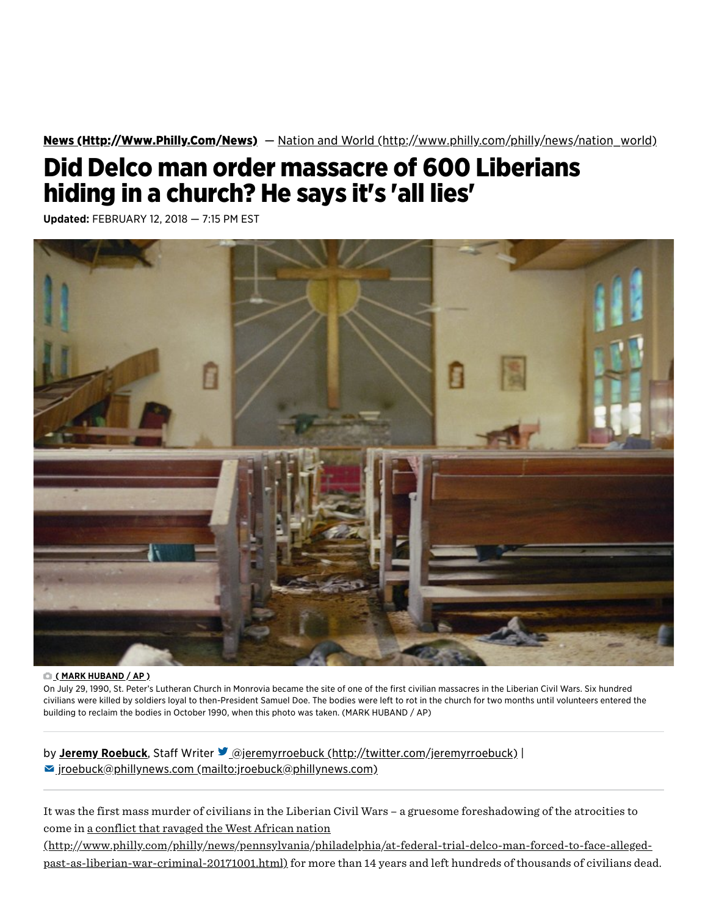**News (Http://Www.Philly.Com/News)** — Nation and World (http://www.philly.com/philly/news/nation_world)

# Did Delco man order massacre of 600 Liberians hiding in a church? He says it's 'all lies'

**Updated:** FEBRUARY 12, 2018 — 7:15 PM EST

( MARK HUBAND / AP )

On July 29, 1990, St. Peter's Lutheran Church in Monrovia became the site of one of the first civilian massacres in the Liberian Civil Wars. Six hundred civilians were killed by soldiers loyal to then-President Samuel Doe. The bodies were left to rot in the church for two months until volunteers entered the building to reclaim the bodies in October 1990, when this photo was taken. (MARK HUBAND / AP)

by **Jeremy Roebuck**, Staff Writer @jeremyrroebuck (http://twitter.com/jeremyrroebuck) | jroebuck@phillynews.com (mailto:jroebuck@phillynews.com)

It was the first mass murder of civilians in the Liberian Civil Wars – a gruesome foreshadowing of the atrocities to come in a conflict that ravaged the West African nation (http://www.philly.com/philly/news/pennsylvania/philadelphia/at-federal-trial-delco-man-forced-to-face-alleged-past-as-liberian-war-criminal-20171001.html) for more than 14 years and left hundreds of thousands of civilians dead.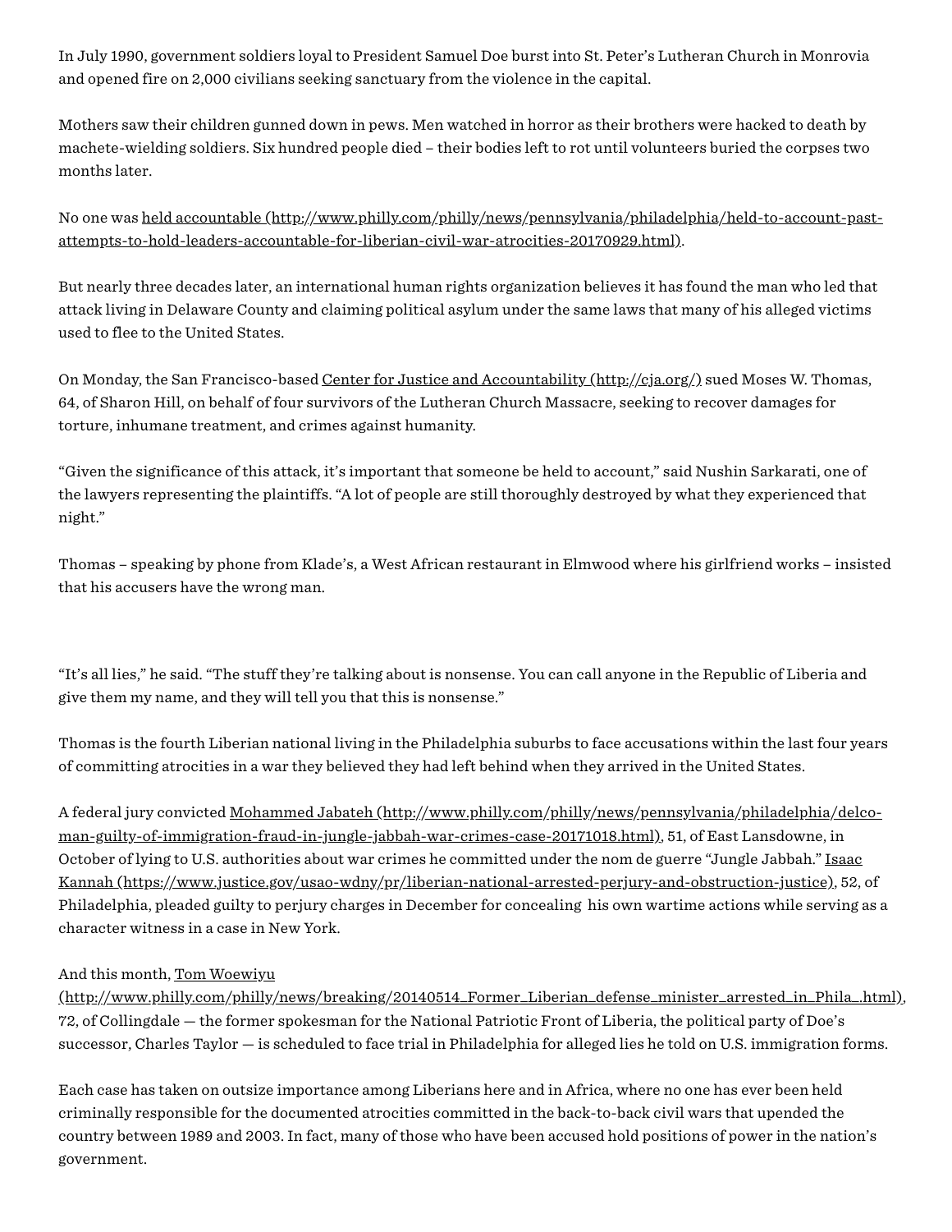In July 1990, government soldiers loyal to President Samuel Doe burst into St. Peter's Lutheran Church in Monrovia and opened fire on 2,000 civilians seeking sanctuary from the violence in the capital.

Mothers saw their children gunned down in pews. Men watched in horror as their brothers were hacked to death by machete-wielding soldiers. Six hundred people died – their bodies left to rot until volunteers buried the corpses two months later.

No one was [held accountable (http://www.philly.com/philly/news/pennsylvania/philadelphia/held-to-account-past-attempts-to-hold-leaders-accountable-for-liberian-civil-war-atrocities-20170929.html)](http://www.philly.com/philly/news/pennsylvania/philadelphia/held-to-account-past-attempts-to-hold-leaders-accountable-for-liberian-civil-war-atrocities-20170929.html).

But nearly three decades later, an international human rights organization believes it has found the man who led that attack living in Delaware County and claiming political asylum under the same laws that many of his alleged victims used to flee to the United States.

On Monday, the San Francisco-based [Center for Justice and Accountability (http://cja.org/)](http://cja.org/) sued Moses W. Thomas, 64, of Sharon Hill, on behalf of four survivors of the Lutheran Church Massacre, seeking to recover damages for torture, inhumane treatment, and crimes against humanity.

"Given the significance of this attack, it's important that someone be held to account," said Nushin Sarkarati, one of the lawyers representing the plaintiffs. "A lot of people are still thoroughly destroyed by what they experienced that night."

Thomas – speaking by phone from Klade's, a West African restaurant in Elmwood where his girlfriend works – insisted that his accusers have the wrong man.

"It's all lies," he said. "The stuff they're talking about is nonsense. You can call anyone in the Republic of Liberia and give them my name, and they will tell you that this is nonsense."

Thomas is the fourth Liberian national living in the Philadelphia suburbs to face accusations within the last four years of committing atrocities in a war they believed they had left behind when they arrived in the United States.

A federal jury convicted [Mohammed Jabateh (http://www.philly.com/philly/news/pennsylvania/philadelphia/delco-man-guilty-of-immigration-fraud-in-jungle-jabbah-war-crimes-case-20171018.html)](http://www.philly.com/philly/news/pennsylvania/philadelphia/delco-man-guilty-of-immigration-fraud-in-jungle-jabbah-war-crimes-case-20171018.html), 51, of East Lansdowne, in October of lying to U.S. authorities about war crimes he committed under the nom de guerre "Jungle Jabbah." [Isaac Kannah (https://www.justice.gov/usao-wdny/pr/liberian-national-arrested-perjury-and-obstruction-justice)](https://www.justice.gov/usao-wdny/pr/liberian-national-arrested-perjury-and-obstruction-justice), 52, of Philadelphia, pleaded guilty to perjury charges in December for concealing his own wartime actions while serving as a character witness in a case in New York.

And this month, [Tom Woewiyu (http://www.philly.com/philly/news/breaking/20140514_Former_Liberian_defense_minister_arrested_in_Phila_.html)](http://www.philly.com/philly/news/breaking/20140514_Former_Liberian_defense_minister_arrested_in_Phila_.html), 72, of Collingdale — the former spokesman for the National Patriotic Front of Liberia, the political party of Doe's successor, Charles Taylor — is scheduled to face trial in Philadelphia for alleged lies he told on U.S. immigration forms.

Each case has taken on outsize importance among Liberians here and in Africa, where no one has ever been held criminally responsible for the documented atrocities committed in the back-to-back civil wars that upended the country between 1989 and 2003. In fact, many of those who have been accused hold positions of power in the nation's government.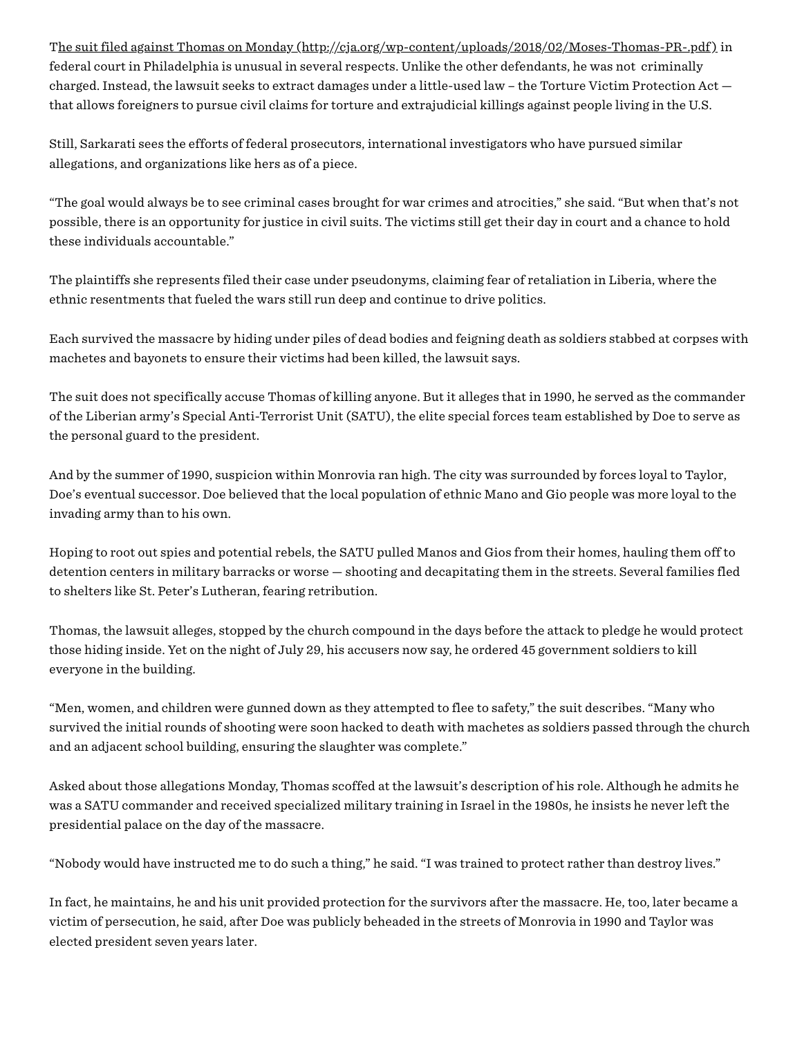[The suit filed against Thomas on Monday (http://cja.org/wp-content/uploads/2018/02/Moses-Thomas-PR-.pdf)](http://cja.org/wp-content/uploads/2018/02/Moses-Thomas-PR-.pdf) in federal court in Philadelphia is unusual in several respects. Unlike the other defendants, he was not criminally charged. Instead, the lawsuit seeks to extract damages under a little-used law – the Torture Victim Protection Act — that allows foreigners to pursue civil claims for torture and extrajudicial killings against people living in the U.S.

Still, Sarkarati sees the efforts of federal prosecutors, international investigators who have pursued similar allegations, and organizations like hers as of a piece.

"The goal would always be to see criminal cases brought for war crimes and atrocities," she said. "But when that's not possible, there is an opportunity for justice in civil suits. The victims still get their day in court and a chance to hold these individuals accountable."

The plaintiffs she represents filed their case under pseudonyms, claiming fear of retaliation in Liberia, where the ethnic resentments that fueled the wars still run deep and continue to drive politics.

Each survived the massacre by hiding under piles of dead bodies and feigning death as soldiers stabbed at corpses with machetes and bayonets to ensure their victims had been killed, the lawsuit says.

The suit does not specifically accuse Thomas of killing anyone. But it alleges that in 1990, he served as the commander of the Liberian army's Special Anti-Terrorist Unit (SATU), the elite special forces team established by Doe to serve as the personal guard to the president.

And by the summer of 1990, suspicion within Monrovia ran high. The city was surrounded by forces loyal to Taylor, Doe's eventual successor. Doe believed that the local population of ethnic Mano and Gio people was more loyal to the invading army than to his own.

Hoping to root out spies and potential rebels, the SATU pulled Manos and Gios from their homes, hauling them off to detention centers in military barracks or worse — shooting and decapitating them in the streets. Several families fled to shelters like St. Peter's Lutheran, fearing retribution.

Thomas, the lawsuit alleges, stopped by the church compound in the days before the attack to pledge he would protect those hiding inside. Yet on the night of July 29, his accusers now say, he ordered 45 government soldiers to kill everyone in the building.

"Men, women, and children were gunned down as they attempted to flee to safety," the suit describes. "Many who survived the initial rounds of shooting were soon hacked to death with machetes as soldiers passed through the church and an adjacent school building, ensuring the slaughter was complete."

Asked about those allegations Monday, Thomas scoffed at the lawsuit's description of his role. Although he admits he was a SATU commander and received specialized military training in Israel in the 1980s, he insists he never left the presidential palace on the day of the massacre.

"Nobody would have instructed me to do such a thing," he said. "I was trained to protect rather than destroy lives."

In fact, he maintains, he and his unit provided protection for the survivors after the massacre. He, too, later became a victim of persecution, he said, after Doe was publicly beheaded in the streets of Monrovia in 1990 and Taylor was elected president seven years later.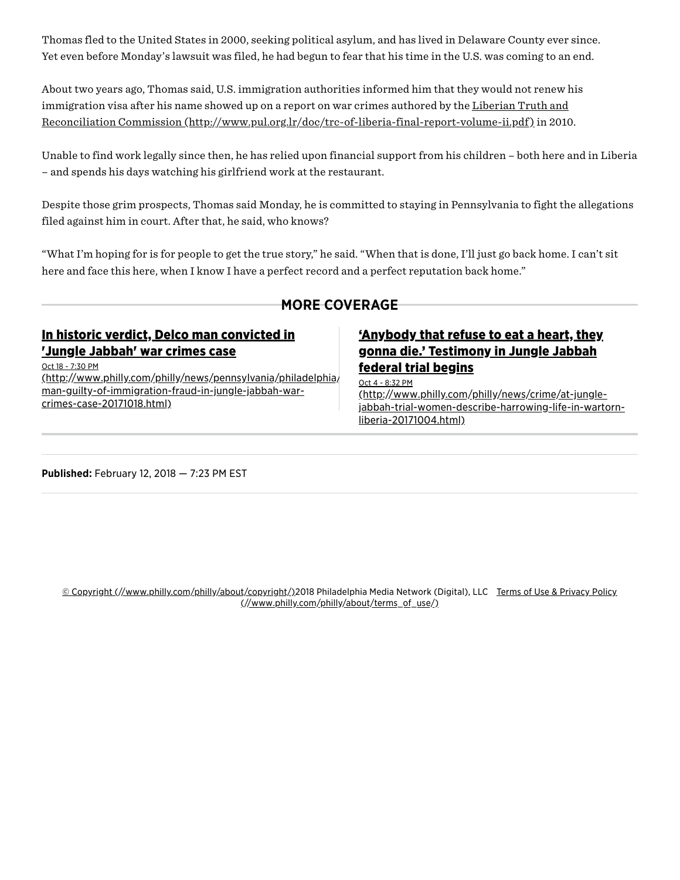Thomas fled to the United States in 2000, seeking political asylum, and has lived in Delaware County ever since. Yet even before Monday's lawsuit was filed, he had begun to fear that his time in the U.S. was coming to an end.

About two years ago, Thomas said, U.S. immigration authorities informed him that they would not renew his immigration visa after his name showed up on a report on war crimes authored by the Liberian Truth and Reconciliation Commission (http://www.pul.org.lr/doc/trc-of-liberia-final-report-volume-ii.pdf) in 2010.

Unable to find work legally since then, he has relied upon financial support from his children – both here and in Liberia – and spends his days watching his girlfriend work at the restaurant.

Despite those grim prospects, Thomas said Monday, he is committed to staying in Pennsylvania to fight the allegations filed against him in court. After that, he said, who knows?

"What I'm hoping for is for people to get the true story," he said. "When that is done, I'll just go back home. I can't sit here and face this here, when I know I have a perfect record and a perfect reputation back home."

## MORE COVERAGE

**In historic verdict, Delco man convicted in 'Jungle Jabbah' war crimes case**
Oct 18 - 7:30 PM
(http://www.philly.com/philly/news/pennsylvania/philadelphia/man-guilty-of-immigration-fraud-in-jungle-jabbah-war-crimes-case-20171018.html)

**'Anybody that refuse to eat a heart, they gonna die.' Testimony in Jungle Jabbah federal trial begins**
Oct 4 - 8:32 PM
(http://www.philly.com/philly/news/crime/at-jungle-jabbah-trial-women-describe-harrowing-life-in-wartorn-liberia-20171004.html)

**Published:** February 12, 2018 — 7:23 PM EST

© Copyright (//www.philly.com/philly/about/copyright/)2018 Philadelphia Media Network (Digital), LLC Terms of Use & Privacy Policy (//www.philly.com/philly/about/terms_of_use/)